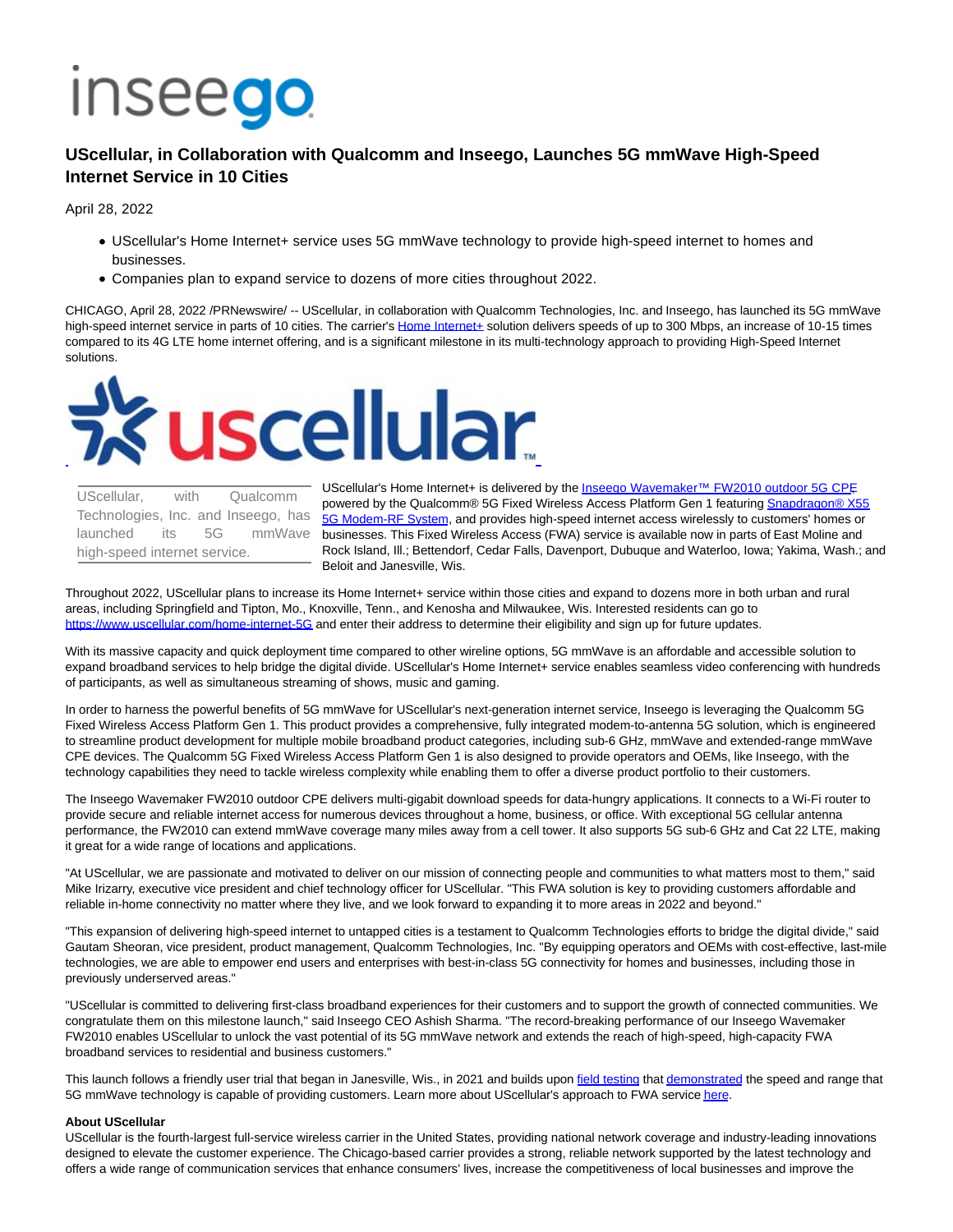# UScellular, in Collaboration with Qualcomm and Inseego, Launches 5G mmWave High-Speed Internet Service in 10 Cities

April 28, 2022

- UScellular's Home Internet+ service uses 5G mmWave technology to provide high-speed internet to homes and businesses.
- Companies plan to expand service to dozens of more cities throughout 2022.

CHICAGO, April 28, 2022 /PRNewswire/ -- UScellular, in collaboration with Qualcomm Technologies, Inc. and Inseego, has launched its 5G mmWave high-speed internet service in parts of 10 cities. The carrier's Home Internet+ solution delivers speeds of up to 300 Mbps, an increase of 10-15 times compared to its 4G LTE home internet offering, and is a significant milestone in its multi-technology approach to providing High-Speed Internet solutions.

UScellular, with Qualcomm Technologies, Inc. and Inseego, has launched its 5G mmWave high-speed internet service.

UScellular's Home Internet+ is delivered by the Inseego Wavemaker™ FW2010 outdoor 5G CPE powered by the Qualcomm® 5G Fixed Wireless Access Platform Gen 1 featuring Snapdragon® X55 5G Modem-RF System, and provides high-speed internet access wirelessly to customers' homes or businesses. This Fixed Wireless Access (FWA) service is available now in parts of East Moline and Rock Island, Ill.; Bettendorf, Cedar Falls, Davenport, Dubuque and Waterloo, Iowa; Yakima, Wash.; and Beloit and Janesville, Wis.

Throughout 2022, UScellular plans to increase its Home Internet+ service within those cities and expand to dozens more in both urban and rural areas, including Springfield and Tipton, Mo., Knoxville, Tenn., and Kenosha and Milwaukee, Wis. Interested residents can go to https://www.uscellular.com/home-internet-5G and enter their address to determine their eligibility and sign up for future updates.

With its massive capacity and quick deployment time compared to other wireline options, 5G mmWave is an affordable and accessible solution to expand broadband services to help bridge the digital divide. UScellular's Home Internet+ service enables seamless video conferencing with hundreds of participants, as well as simultaneous streaming of shows, music and gaming.

In order to harness the powerful benefits of 5G mmWave for UScellular's next-generation internet service, Inseego is leveraging the Qualcomm 5G Fixed Wireless Access Platform Gen 1. This product provides a comprehensive, fully integrated modem-to-antenna 5G solution, which is engineered to streamline product development for multiple mobile broadband product categories, including sub-6 GHz, mmWave and extended-range mmWave CPE devices. The Qualcomm 5G Fixed Wireless Access Platform Gen 1 is also designed to provide operators and OEMs, like Inseego, with the technology capabilities they need to tackle wireless complexity while enabling them to offer a diverse product portfolio to their customers.

The Inseego Wavemaker FW2010 outdoor CPE delivers multi-gigabit download speeds for data-hungry applications. It connects to a Wi-Fi router to provide secure and reliable internet access for numerous devices throughout a home, business, or office. With exceptional 5G cellular antenna performance, the FW2010 can extend mmWave coverage many miles away from a cell tower. It also supports 5G sub-6 GHz and Cat 22 LTE, making it great for a wide range of locations and applications.

"At UScellular, we are passionate and motivated to deliver on our mission of connecting people and communities to what matters most to them," said Mike Irizarry, executive vice president and chief technology officer for UScellular. "This FWA solution is key to providing customers affordable and reliable in-home connectivity no matter where they live, and we look forward to expanding it to more areas in 2022 and beyond."

"This expansion of delivering high-speed internet to untapped cities is a testament to Qualcomm Technologies efforts to bridge the digital divide," said Gautam Sheoran, vice president, product management, Qualcomm Technologies, Inc. "By equipping operators and OEMs with cost-effective, last-mile technologies, we are able to empower end users and enterprises with best-in-class 5G connectivity for homes and businesses, including those in previously underserved areas."

"UScellular is committed to delivering first-class broadband experiences for their customers and to support the growth of connected communities. We congratulate them on this milestone launch," said Inseego CEO Ashish Sharma. "The record-breaking performance of our Inseego Wavemaker FW2010 enables UScellular to unlock the vast potential of its 5G mmWave network and extends the reach of high-speed, high-capacity FWA broadband services to residential and business customers."

This launch follows a friendly user trial that began in Janesville, Wis., in 2021 and builds upon field testing that demonstrated the speed and range that 5G mmWave technology is capable of providing customers. Learn more about UScellular's approach to FWA service here.

**About UScellular**

UScellular is the fourth-largest full-service wireless carrier in the United States, providing national network coverage and industry-leading innovations designed to elevate the customer experience. The Chicago-based carrier provides a strong, reliable network supported by the latest technology and offers a wide range of communication services that enhance consumers' lives, increase the competitiveness of local businesses and improve the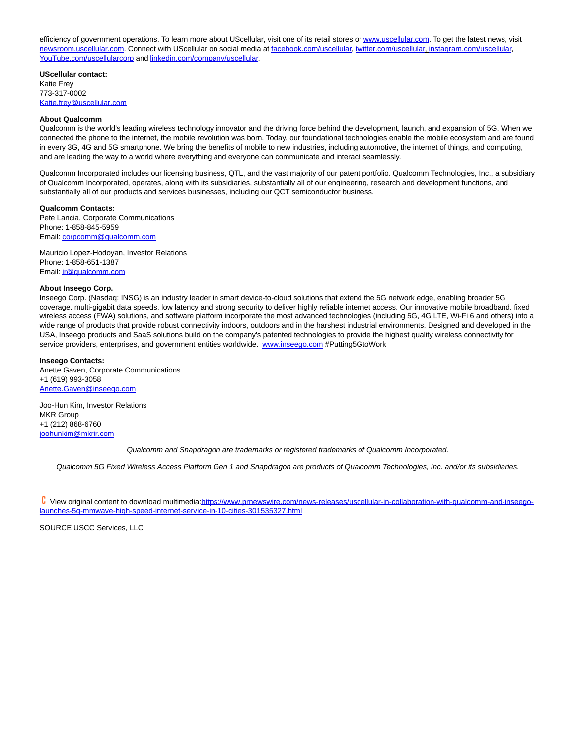efficiency of government operations. To learn more about UScellular, visit one of its retail stores or www.uscellular.com. To get the latest news, visit newsroom.uscellular.com. Connect with UScellular on social media at facebook.com/uscellular, twitter.com/uscellular, instagram.com/uscellular, YouTube.com/uscellularcorp and linkedin.com/company/uscellular.

**UScellular contact:**
Katie Frey
773-317-0002
Katie.frey@uscellular.com

**About Qualcomm**
Qualcomm is the world's leading wireless technology innovator and the driving force behind the development, launch, and expansion of 5G. When we connected the phone to the internet, the mobile revolution was born. Today, our foundational technologies enable the mobile ecosystem and are found in every 3G, 4G and 5G smartphone. We bring the benefits of mobile to new industries, including automotive, the internet of things, and computing, and are leading the way to a world where everything and everyone can communicate and interact seamlessly.

Qualcomm Incorporated includes our licensing business, QTL, and the vast majority of our patent portfolio. Qualcomm Technologies, Inc., a subsidiary of Qualcomm Incorporated, operates, along with its subsidiaries, substantially all of our engineering, research and development functions, and substantially all of our products and services businesses, including our QCT semiconductor business.

**Qualcomm Contacts:**
Pete Lancia, Corporate Communications
Phone: 1-858-845-5959
Email: corpcomm@qualcomm.com

Mauricio Lopez-Hodoyan, Investor Relations
Phone: 1-858-651-1387
Email: ir@qualcomm.com

**About Inseego Corp.**
Inseego Corp. (Nasdaq: INSG) is an industry leader in smart device-to-cloud solutions that extend the 5G network edge, enabling broader 5G coverage, multi-gigabit data speeds, low latency and strong security to deliver highly reliable internet access. Our innovative mobile broadband, fixed wireless access (FWA) solutions, and software platform incorporate the most advanced technologies (including 5G, 4G LTE, Wi-Fi 6 and others) into a wide range of products that provide robust connectivity indoors, outdoors and in the harshest industrial environments. Designed and developed in the USA, Inseego products and SaaS solutions build on the company's patented technologies to provide the highest quality wireless connectivity for service providers, enterprises, and government entities worldwide. www.inseego.com #Putting5GtoWork

**Inseego Contacts:**
Anette Gaven, Corporate Communications
+1 (619) 993-3058
Anette.Gaven@inseego.com

Joo-Hun Kim, Investor Relations
MKR Group
+1 (212) 868-6760
joohunkim@mkrir.com

*Qualcomm and Snapdragon are trademarks or registered trademarks of Qualcomm Incorporated.*

*Qualcomm 5G Fixed Wireless Access Platform Gen 1 and Snapdragon are products of Qualcomm Technologies, Inc. and/or its subsidiaries.*

View original content to download multimedia:https://www.prnewswire.com/news-releases/uscellular-in-collaboration-with-qualcomm-and-inseego-launches-5g-mmwave-high-speed-internet-service-in-10-cities-301535327.html

SOURCE USCC Services, LLC